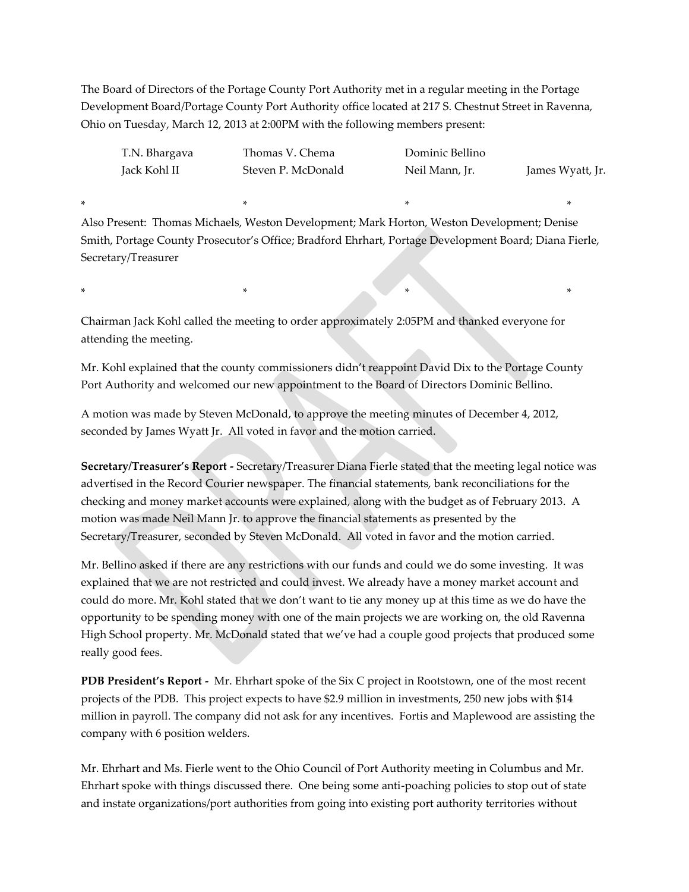The Board of Directors of the Portage County Port Authority met in a regular meeting in the Portage Development Board/Portage County Port Authority office located at 217 S. Chestnut Street in Ravenna, Ohio on Tuesday, March 12, 2013 at 2:00PM with the following members present:

| | | | |
|---|---|---|---|
| T.N. Bhargava | Thomas V. Chema | Dominic Bellino | |
| Jack Kohl II | Steven P. McDonald | Neil Mann, Jr. | James Wyatt, Jr. |

\*    \*    \*    \*

Also Present: Thomas Michaels, Weston Development; Mark Horton, Weston Development; Denise Smith, Portage County Prosecutor's Office; Bradford Ehrhart, Portage Development Board; Diana Fierle, Secretary/Treasurer

\*    \*    \*    \*

Chairman Jack Kohl called the meeting to order approximately 2:05PM and thanked everyone for attending the meeting.

Mr. Kohl explained that the county commissioners didn't reappoint David Dix to the Portage County Port Authority and welcomed our new appointment to the Board of Directors Dominic Bellino.

A motion was made by Steven McDonald, to approve the meeting minutes of December 4, 2012, seconded by James Wyatt Jr. All voted in favor and the motion carried.

**Secretary/Treasurer's Report -** Secretary/Treasurer Diana Fierle stated that the meeting legal notice was advertised in the Record Courier newspaper. The financial statements, bank reconciliations for the checking and money market accounts were explained, along with the budget as of February 2013. A motion was made Neil Mann Jr. to approve the financial statements as presented by the Secretary/Treasurer, seconded by Steven McDonald. All voted in favor and the motion carried.

Mr. Bellino asked if there are any restrictions with our funds and could we do some investing. It was explained that we are not restricted and could invest. We already have a money market account and could do more. Mr. Kohl stated that we don't want to tie any money up at this time as we do have the opportunity to be spending money with one of the main projects we are working on, the old Ravenna High School property. Mr. McDonald stated that we've had a couple good projects that produced some really good fees.

**PDB President's Report -** Mr. Ehrhart spoke of the Six C project in Rootstown, one of the most recent projects of the PDB. This project expects to have $2.9 million in investments, 250 new jobs with $14 million in payroll. The company did not ask for any incentives. Fortis and Maplewood are assisting the company with 6 position welders.

Mr. Ehrhart and Ms. Fierle went to the Ohio Council of Port Authority meeting in Columbus and Mr. Ehrhart spoke with things discussed there. One being some anti-poaching policies to stop out of state and instate organizations/port authorities from going into existing port authority territories without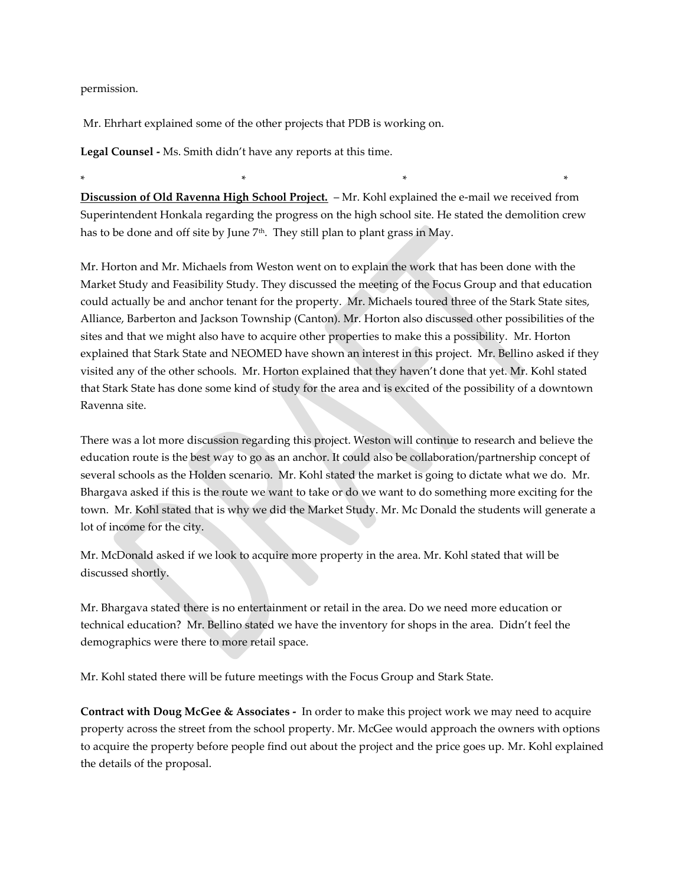permission.

Mr. Ehrhart explained some of the other projects that PDB is working on.

**Legal Counsel -** Ms. Smith didn't have any reports at this time.

\* \* \* \*

**<u>Discussion of Old Ravenna High School Project.</u>** – Mr. Kohl explained the e-mail we received from Superintendent Honkala regarding the progress on the high school site. He stated the demolition crew has to be done and off site by June 7th. They still plan to plant grass in May.

Mr. Horton and Mr. Michaels from Weston went on to explain the work that has been done with the Market Study and Feasibility Study. They discussed the meeting of the Focus Group and that education could actually be and anchor tenant for the property. Mr. Michaels toured three of the Stark State sites, Alliance, Barberton and Jackson Township (Canton). Mr. Horton also discussed other possibilities of the sites and that we might also have to acquire other properties to make this a possibility. Mr. Horton explained that Stark State and NEOMED have shown an interest in this project. Mr. Bellino asked if they visited any of the other schools. Mr. Horton explained that they haven't done that yet. Mr. Kohl stated that Stark State has done some kind of study for the area and is excited of the possibility of a downtown Ravenna site.

There was a lot more discussion regarding this project. Weston will continue to research and believe the education route is the best way to go as an anchor. It could also be collaboration/partnership concept of several schools as the Holden scenario. Mr. Kohl stated the market is going to dictate what we do. Mr. Bhargava asked if this is the route we want to take or do we want to do something more exciting for the town. Mr. Kohl stated that is why we did the Market Study. Mr. Mc Donald the students will generate a lot of income for the city.

Mr. McDonald asked if we look to acquire more property in the area. Mr. Kohl stated that will be discussed shortly.

Mr. Bhargava stated there is no entertainment or retail in the area. Do we need more education or technical education? Mr. Bellino stated we have the inventory for shops in the area. Didn't feel the demographics were there to more retail space.

Mr. Kohl stated there will be future meetings with the Focus Group and Stark State.

**Contract with Doug McGee & Associates -** In order to make this project work we may need to acquire property across the street from the school property. Mr. McGee would approach the owners with options to acquire the property before people find out about the project and the price goes up. Mr. Kohl explained the details of the proposal.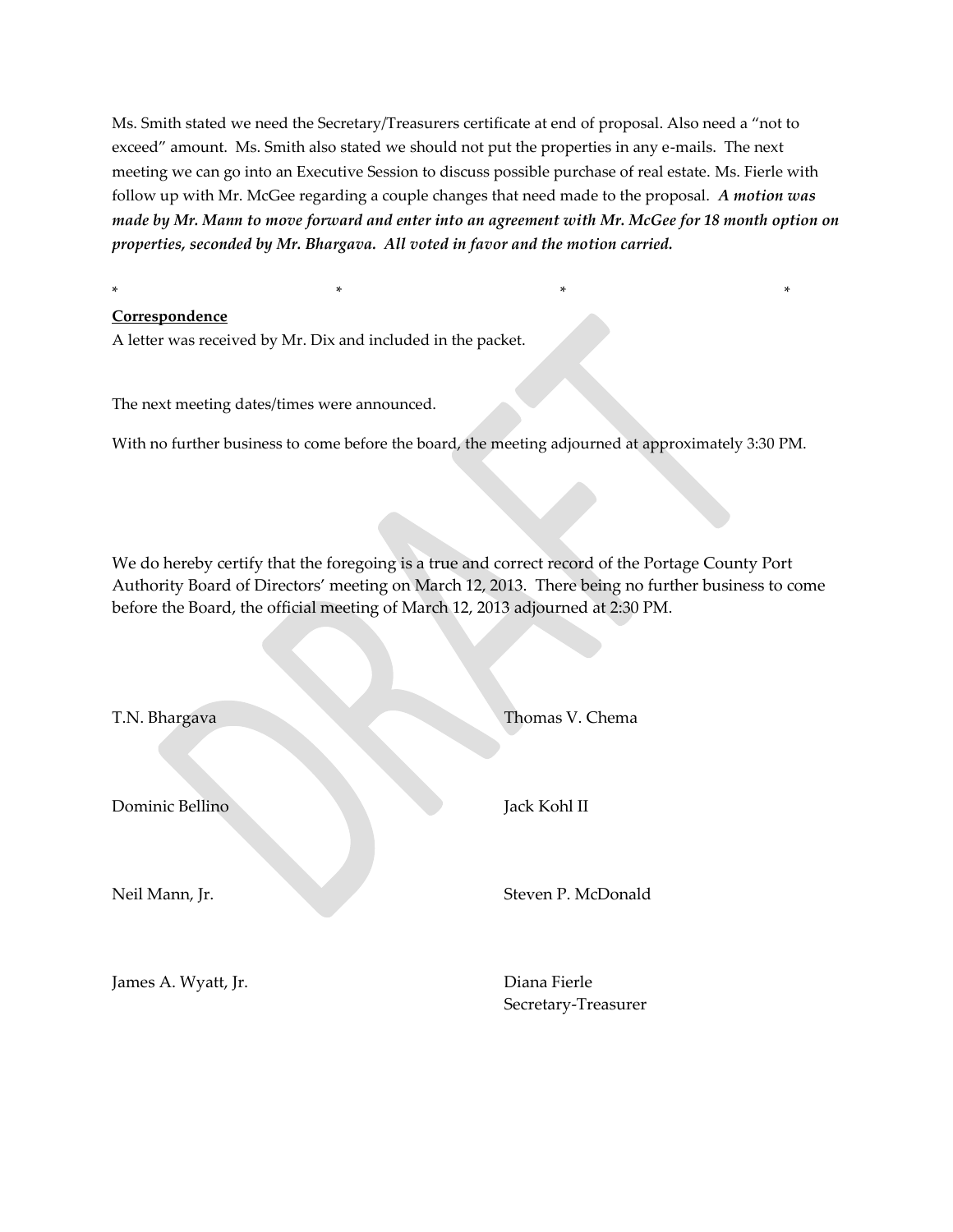Ms. Smith stated we need the Secretary/Treasurers certificate at end of proposal. Also need a "not to exceed" amount. Ms. Smith also stated we should not put the properties in any e-mails. The next meeting we can go into an Executive Session to discuss possible purchase of real estate. Ms. Fierle with follow up with Mr. McGee regarding a couple changes that need made to the proposal. ***A motion was made by Mr. Mann to move forward and enter into an agreement with Mr. McGee for 18 month option on properties, seconded by Mr. Bhargava. All voted in favor and the motion carried.***

\*　　　　　　\*　　　　　　\*　　　　　　\*

**Correspondence**

A letter was received by Mr. Dix and included in the packet.

The next meeting dates/times were announced.

With no further business to come before the board, the meeting adjourned at approximately 3:30 PM.

We do hereby certify that the foregoing is a true and correct record of the Portage County Port Authority Board of Directors' meeting on March 12, 2013. There being no further business to come before the Board, the official meeting of March 12, 2013 adjourned at 2:30 PM.

T.N. Bhargava

Thomas V. Chema

Dominic Bellino

Jack Kohl II

Neil Mann, Jr.

Steven P. McDonald

James A. Wyatt, Jr.

Diana Fierle
Secretary-Treasurer